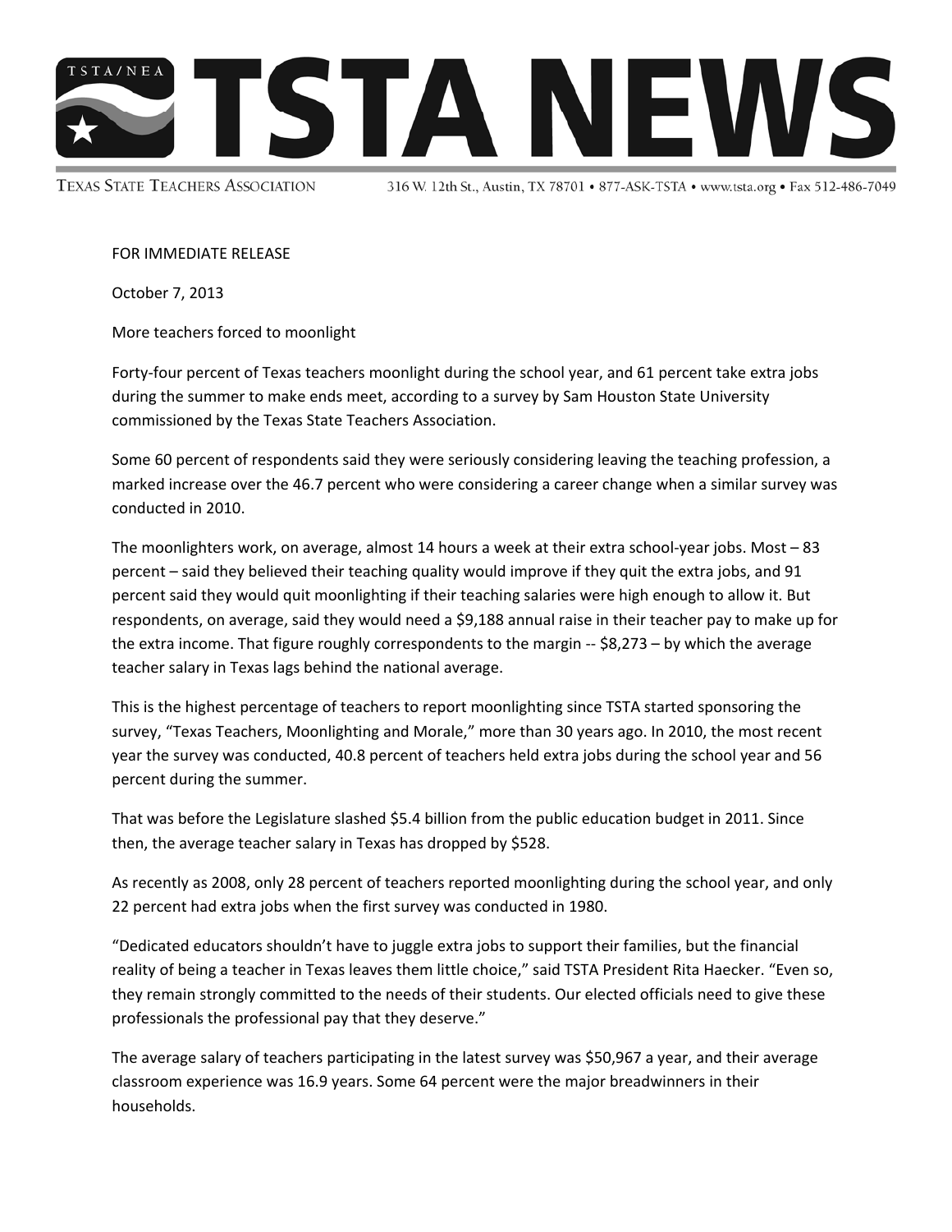# TSTA NEWS

TSTA/NEA

TEXAS STATE TEACHERS ASSOCIATION 316 W. 12th St., Austin, TX 78701 • 877-ASK-TSTA • www.tsta.org • Fax 512-486-7049

FOR IMMEDIATE RELEASE

October 7, 2013

More teachers forced to moonlight

Forty-four percent of Texas teachers moonlight during the school year, and 61 percent take extra jobs during the summer to make ends meet, according to a survey by Sam Houston State University commissioned by the Texas State Teachers Association.

Some 60 percent of respondents said they were seriously considering leaving the teaching profession, a marked increase over the 46.7 percent who were considering a career change when a similar survey was conducted in 2010.

The moonlighters work, on average, almost 14 hours a week at their extra school-year jobs. Most – 83 percent – said they believed their teaching quality would improve if they quit the extra jobs, and 91 percent said they would quit moonlighting if their teaching salaries were high enough to allow it. But respondents, on average, said they would need a $9,188 annual raise in their teacher pay to make up for the extra income. That figure roughly correspondents to the margin -- $8,273 – by which the average teacher salary in Texas lags behind the national average.

This is the highest percentage of teachers to report moonlighting since TSTA started sponsoring the survey, "Texas Teachers, Moonlighting and Morale," more than 30 years ago. In 2010, the most recent year the survey was conducted, 40.8 percent of teachers held extra jobs during the school year and 56 percent during the summer.

That was before the Legislature slashed $5.4 billion from the public education budget in 2011. Since then, the average teacher salary in Texas has dropped by $528.

As recently as 2008, only 28 percent of teachers reported moonlighting during the school year, and only 22 percent had extra jobs when the first survey was conducted in 1980.

"Dedicated educators shouldn't have to juggle extra jobs to support their families, but the financial reality of being a teacher in Texas leaves them little choice," said TSTA President Rita Haecker. "Even so, they remain strongly committed to the needs of their students. Our elected officials need to give these professionals the professional pay that they deserve."

The average salary of teachers participating in the latest survey was $50,967 a year, and their average classroom experience was 16.9 years. Some 64 percent were the major breadwinners in their households.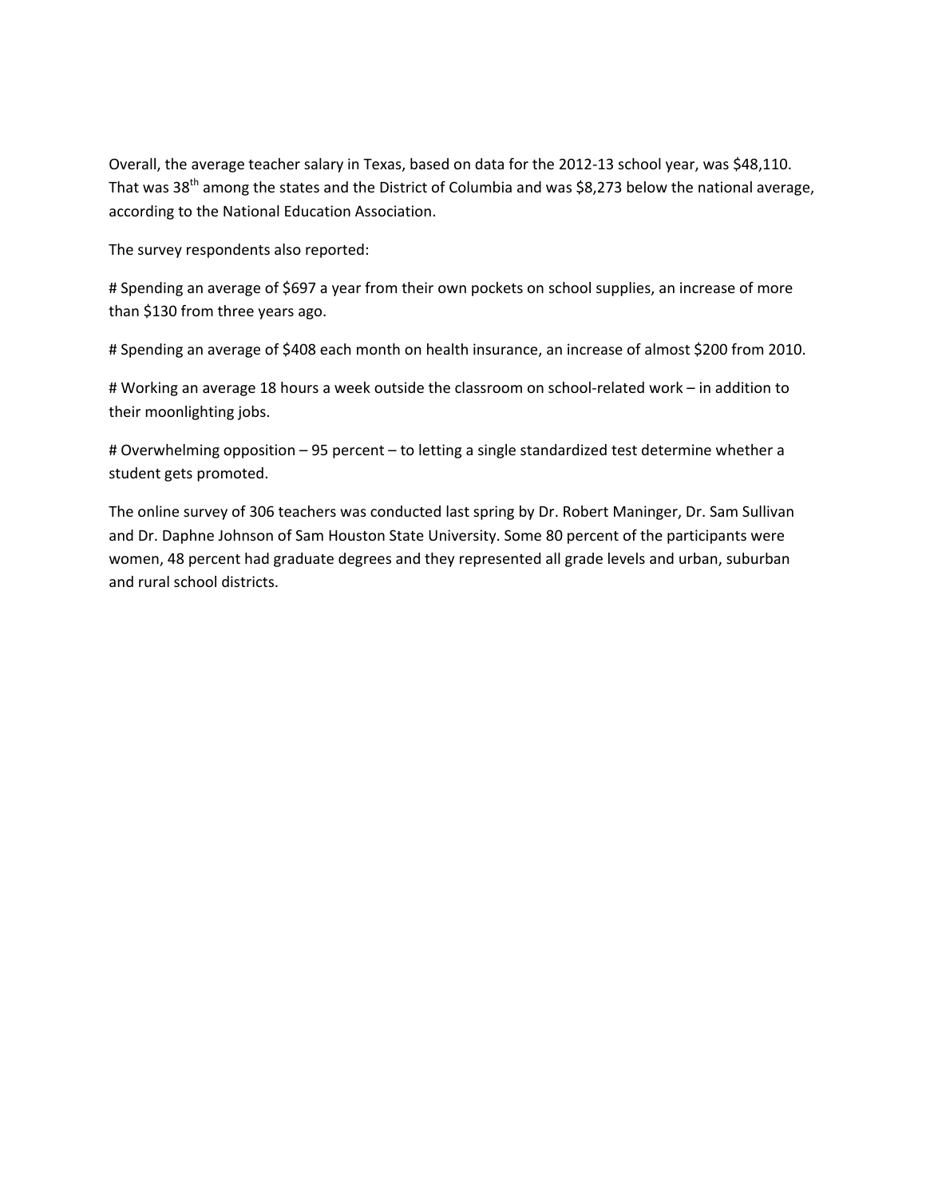Overall, the average teacher salary in Texas, based on data for the 2012-13 school year, was $48,110. That was 38th among the states and the District of Columbia and was $8,273 below the national average, according to the National Education Association.

The survey respondents also reported:

# Spending an average of $697 a year from their own pockets on school supplies, an increase of more than $130 from three years ago.

# Spending an average of $408 each month on health insurance, an increase of almost $200 from 2010.

# Working an average 18 hours a week outside the classroom on school-related work – in addition to their moonlighting jobs.

# Overwhelming opposition – 95 percent – to letting a single standardized test determine whether a student gets promoted.

The online survey of 306 teachers was conducted last spring by Dr. Robert Maninger, Dr. Sam Sullivan and Dr. Daphne Johnson of Sam Houston State University. Some 80 percent of the participants were women, 48 percent had graduate degrees and they represented all grade levels and urban, suburban and rural school districts.